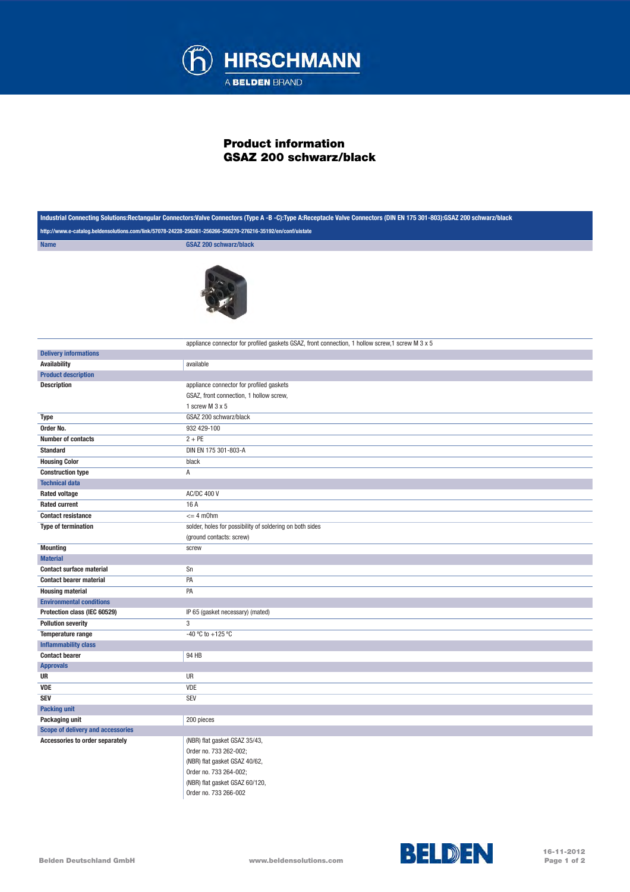# Product information
# GSAZ 200 schwarz/black

**Industrial Connecting Solutions:Rectangular Connectors:Valve Connectors (Type A -B -C):Type A:Receptacle Valve Connectors (DIN EN 175 301-803):GSAZ 200 schwarz/black**

http://www.e-catalog.beldensolutions.com/link/57078-24228-256261-256266-256270-276216-35192/en/conf/uistate

| Name | GSAZ 200 schwarz/black |
|---|---|
| | appliance connector for profiled gaskets GSAZ, front connection, 1 hollow screw,1 screw M 3 x 5 |
| **Delivery informations** | |
| Availability | available |
| **Product description** | |
| Description | appliance connector for profiled gaskets GSAZ, front connection, 1 hollow screw, 1 screw M 3 x 5 |
| Type | GSAZ 200 schwarz/black |
| Order No. | 932 429-100 |
| Number of contacts | 2 + PE |
| Standard | DIN EN 175 301-803-A |
| Housing Color | black |
| Construction type | A |
| **Technical data** | |
| Rated voltage | AC/DC 400 V |
| Rated current | 16 A |
| Contact resistance | <= 4 mOhm |
| Type of termination | solder, holes for possibility of soldering on both sides (ground contacts: screw) |
| Mounting | screw |
| **Material** | |
| Contact surface material | Sn |
| Contact bearer material | PA |
| Housing material | PA |
| **Environmental conditions** | |
| Protection class (IEC 60529) | IP 65 (gasket necessary) (mated) |
| Pollution severity | 3 |
| Temperature range | -40 °C to +125 °C |
| **Inflammability class** | |
| Contact bearer | 94 HB |
| **Approvals** | |
| UR | UR |
| VDE | VDE |
| SEV | SEV |
| **Packing unit** | |
| Packaging unit | 200 pieces |
| **Scope of delivery and accessories** | |
| Accessories to order separately | (NBR) flat gasket GSAZ 35/43, Order no. 733 262-002; (NBR) flat gasket GSAZ 40/62, Order no. 733 264-002; (NBR) flat gasket GSAZ 60/120, Order no. 733 266-002 |

Belden Deutschland GmbH www.beldensolutions.com 16-11-2012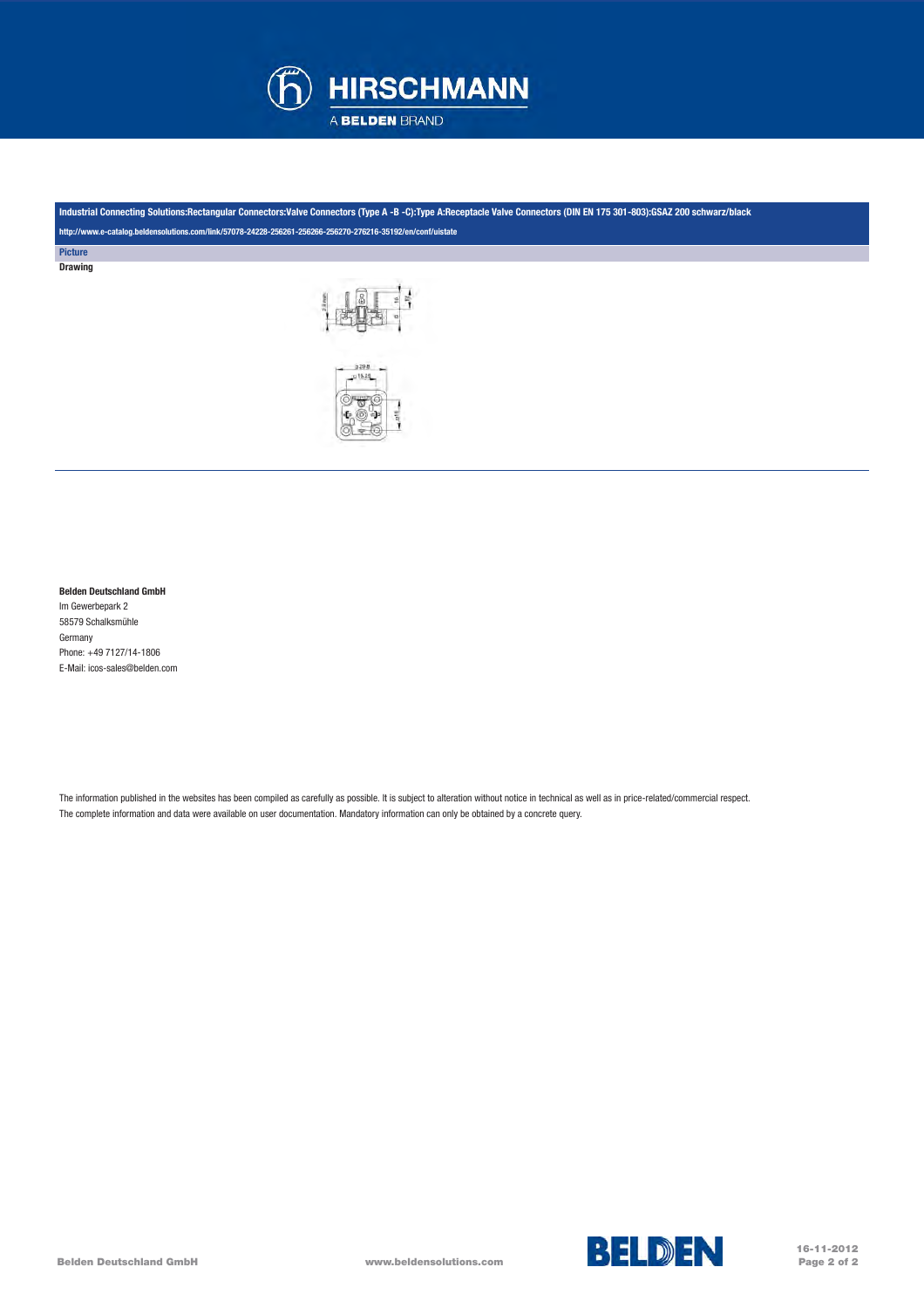**Industrial Connecting Solutions:Rectangular Connectors:Valve Connectors (Type A -B -C):Type A:Receptacle Valve Connectors (DIN EN 175 301-803):GSAZ 200 schwarz/black**

http://www.e-catalog.beldensolutions.com/link/57078-24228-256261-256266-256270-276216-35192/en/conf/uistate

**Picture**

**Drawing**

---

**Belden Deutschland GmbH**
Im Gewerbepark 2
58579 Schalksmühle
Germany
Phone: +49 7127/14-1806
E-Mail: icos-sales@belden.com

The information published in the websites has been compiled as carefully as possible. It is subject to alteration without notice in technical as well as in price-related/commercial respect.
The complete information and data were available on user documentation. Mandatory information can only be obtained by a concrete query.